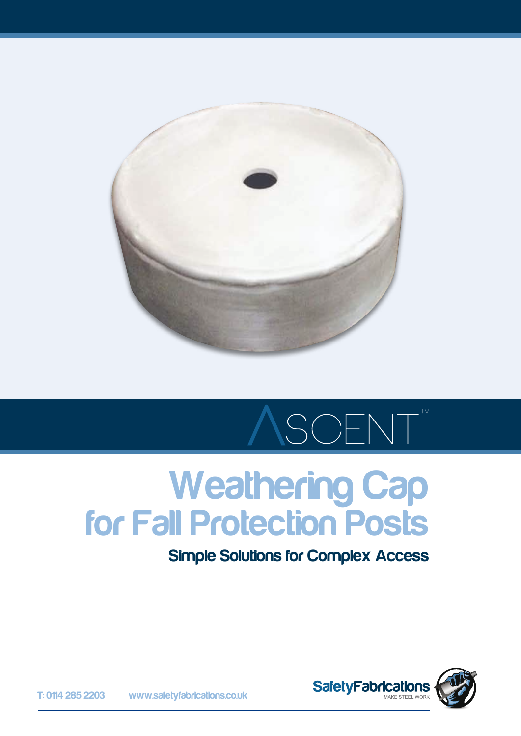ASCENT™

# Weathering Cap for Fall Protection Posts

## Simple Solutions for Complex Access

T: 0114 285 2203 www.safetyfabrications.co.uk

SafetyFabrications MAKE STEEL WORK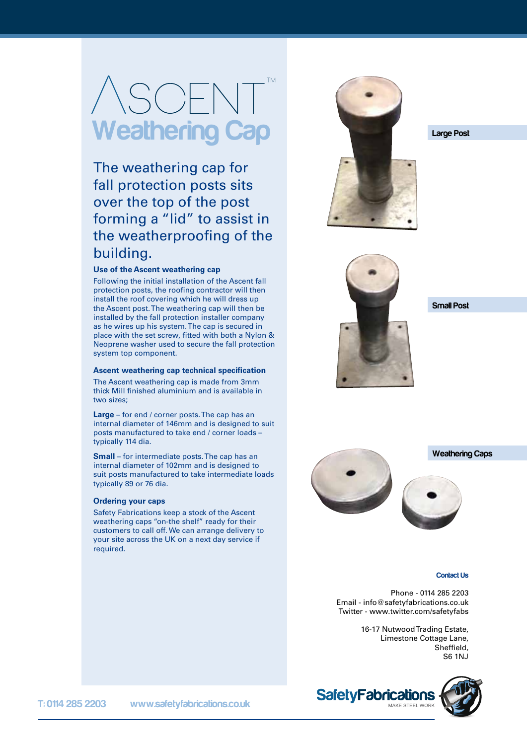# ASCENT™ Weathering Cap

## The weathering cap for fall protection posts sits over the top of the post forming a "lid" to assist in the weatherproofing of the building.

### Use of the Ascent weathering cap

Following the initial installation of the Ascent fall protection posts, the roofing contractor will then install the roof covering which he will dress up the Ascent post. The weathering cap will then be installed by the fall protection installer company as he wires up his system. The cap is secured in place with the set screw, fitted with both a Nylon & Neoprene washer used to secure the fall protection system top component.

### Ascent weathering cap technical specification

The Ascent weathering cap is made from 3mm thick Mill finished aluminium and is available in two sizes;

**Large** – for end / corner posts. The cap has an internal diameter of 146mm and is designed to suit posts manufactured to take end / corner loads – typically 114 dia.

**Small** – for intermediate posts. The cap has an internal diameter of 102mm and is designed to suit posts manufactured to take intermediate loads typically 89 or 76 dia.

### Ordering your caps

Safety Fabrications keep a stock of the Ascent weathering caps "on-the shelf" ready for their customers to call off. We can arrange delivery to your site across the UK on a next day service if required.

**Large Post**

**Small Post**

**Weathering Caps**

### Contact Us

Phone - 0114 285 2203
Email - info@safetyfabrications.co.uk
Twitter - www.twitter.com/safetyfabs

16-17 Nutwood Trading Estate,
Limestone Cottage Lane,
Sheffield,
S6 1NJ

SafetyFabrications MAKE STEEL WORK

T: 0114 285 2203 www.safetyfabrications.co.uk